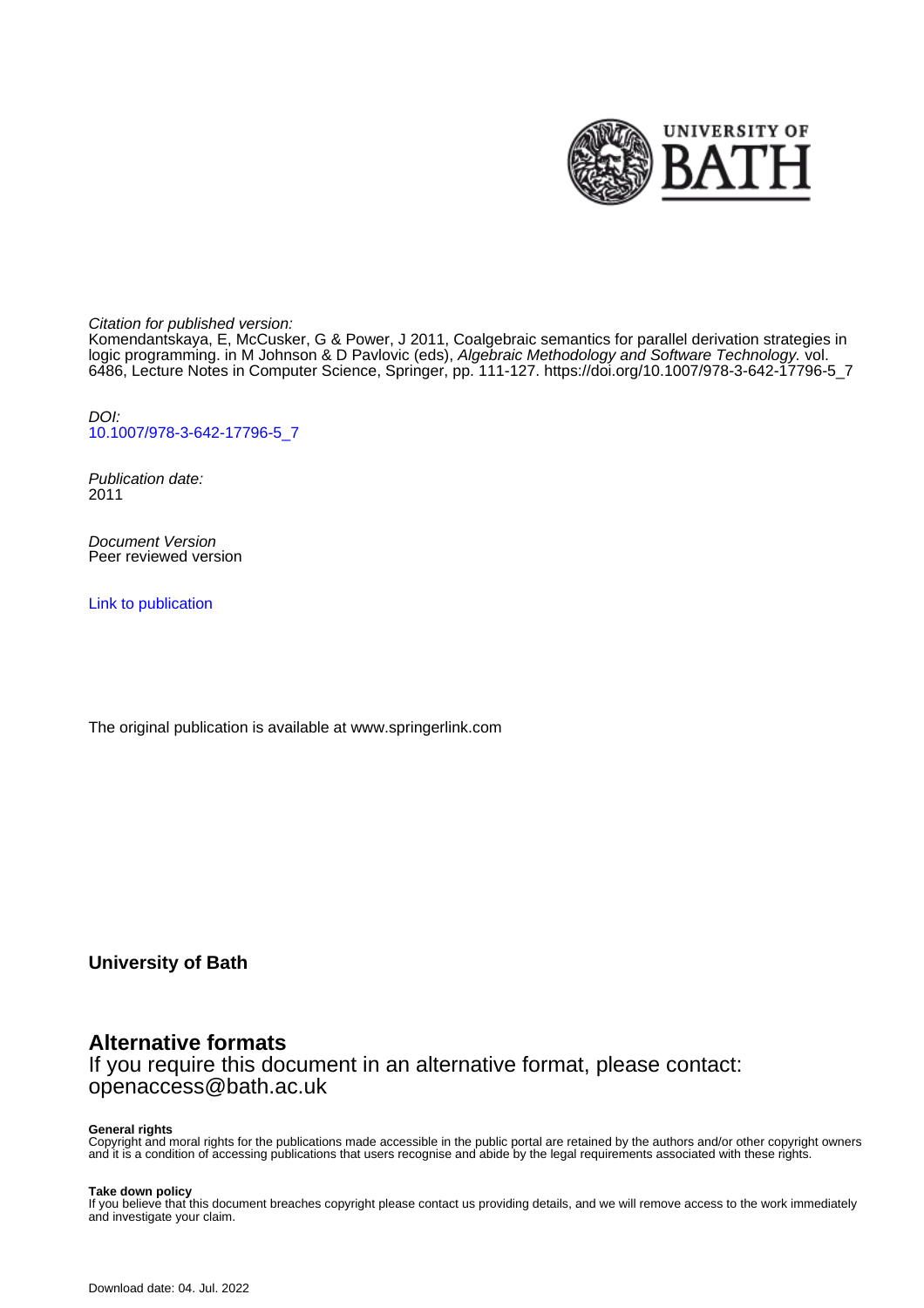*Citation for published version:*
Komendantskaya, E, McCusker, G & Power, J 2011, Coalgebraic semantics for parallel derivation strategies in logic programming. in M Johnson & D Pavlovic (eds), *Algebraic Methodology and Software Technology.* vol. 6486, Lecture Notes in Computer Science, Springer, pp. 111-127. https://doi.org/10.1007/978-3-642-17796-5_7

*DOI:*
10.1007/978-3-642-17796-5_7

*Publication date:*
2011

*Document Version*
Peer reviewed version

Link to publication

The original publication is available at www.springerlink.com

**University of Bath**

## Alternative formats

If you require this document in an alternative format, please contact:
openaccess@bath.ac.uk

**General rights**
Copyright and moral rights for the publications made accessible in the public portal are retained by the authors and/or other copyright owners and it is a condition of accessing publications that users recognise and abide by the legal requirements associated with these rights.

**Take down policy**
If you believe that this document breaches copyright please contact us providing details, and we will remove access to the work immediately and investigate your claim.

Download date: 04. Jul. 2022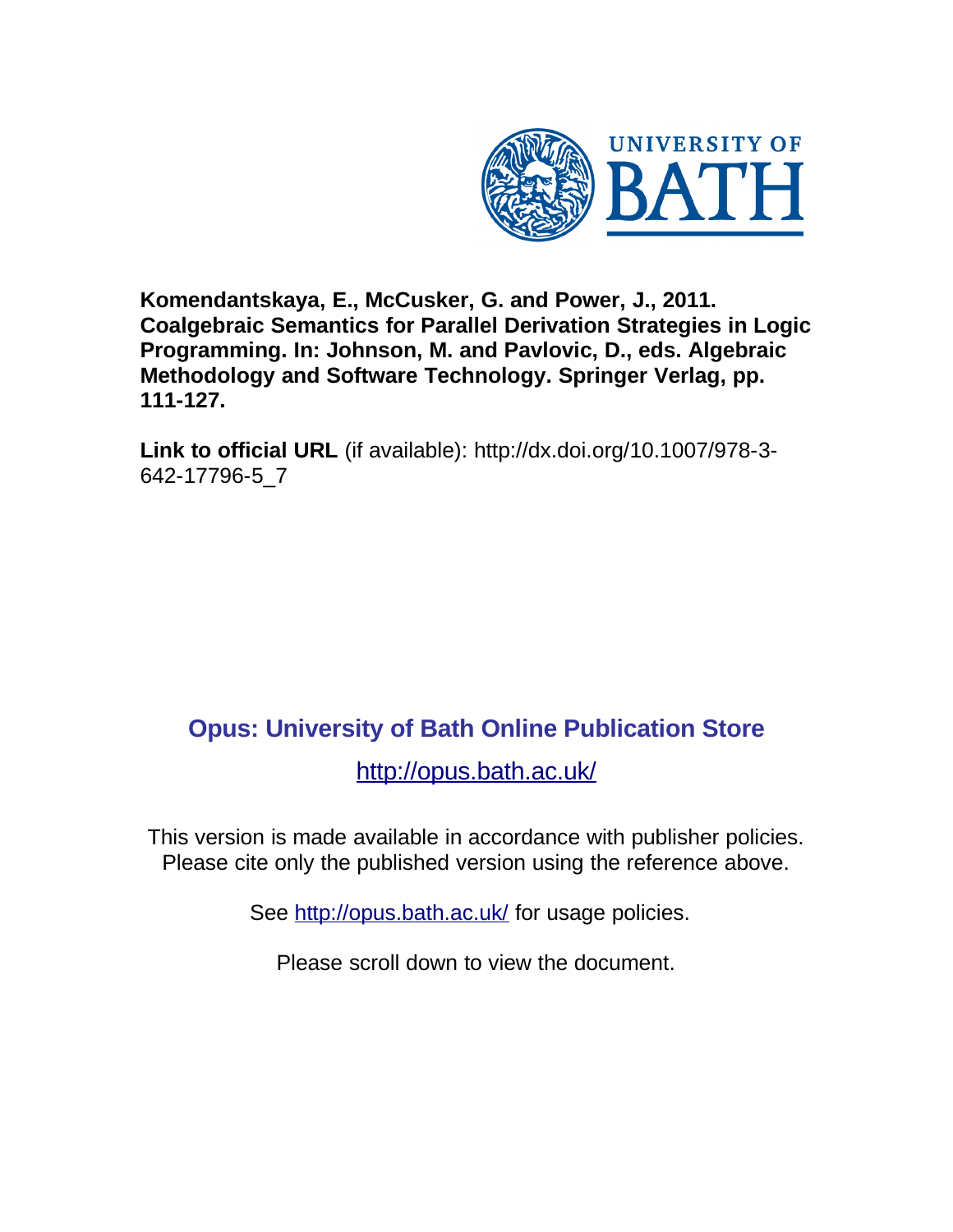**Komendantskaya, E., McCusker, G. and Power, J., 2011. Coalgebraic Semantics for Parallel Derivation Strategies in Logic Programming. In: Johnson, M. and Pavlovic, D., eds. Algebraic Methodology and Software Technology. Springer Verlag, pp. 111-127.**

**Link to official URL** (if available): http://dx.doi.org/10.1007/978-3-642-17796-5_7

## Opus: University of Bath Online Publication Store

http://opus.bath.ac.uk/

This version is made available in accordance with publisher policies. Please cite only the published version using the reference above.

See http://opus.bath.ac.uk/ for usage policies.

Please scroll down to view the document.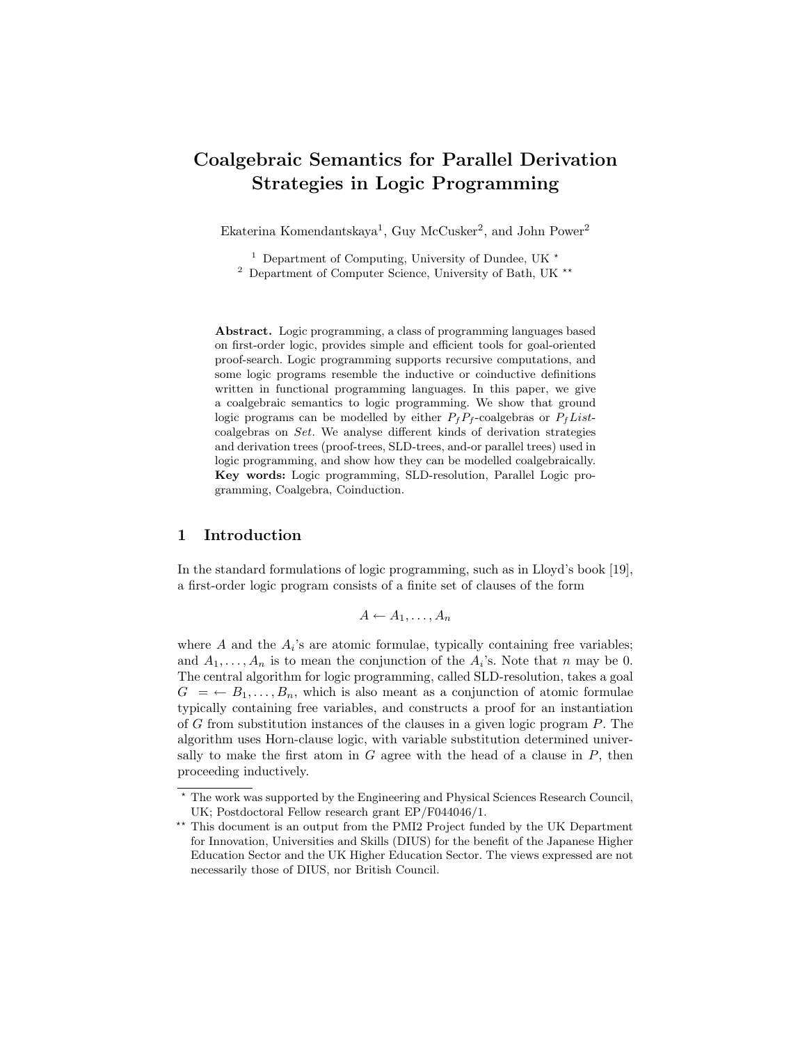# Coalgebraic Semantics for Parallel Derivation Strategies in Logic Programming

Ekaterina Komendantskaya[1], Guy McCusker[2], and John Power[2]

[1] Department of Computing, University of Dundee, UK *

[2] Department of Computer Science, University of Bath, UK **

**Abstract.** Logic programming, a class of programming languages based on first-order logic, provides simple and efficient tools for goal-oriented proof-search. Logic programming supports recursive computations, and some logic programs resemble the inductive or coinductive definitions written in functional programming languages. In this paper, we give a coalgebraic semantics to logic programming. We show that ground logic programs can be modelled by either $P_f P_f$-coalgebras or $P_f List$-coalgebras on *Set*. We analyse different kinds of derivation strategies and derivation trees (proof-trees, SLD-trees, and-or parallel trees) used in logic programming, and show how they can be modelled coalgebraically.
**Key words:** Logic programming, SLD-resolution, Parallel Logic programming, Coalgebra, Coinduction.

## 1 Introduction

In the standard formulations of logic programming, such as in Lloyd's book [19], a first-order logic program consists of a finite set of clauses of the form

$$A \leftarrow A_1, \ldots, A_n$$

where $A$ and the $A_i$'s are atomic formulae, typically containing free variables; and $A_1, \ldots, A_n$ is to mean the conjunction of the $A_i$'s. Note that $n$ may be 0. The central algorithm for logic programming, called SLD-resolution, takes a goal $G = \leftarrow B_1, \ldots, B_n$, which is also meant as a conjunction of atomic formulae typically containing free variables, and constructs a proof for an instantiation of $G$ from substitution instances of the clauses in a given logic program $P$. The algorithm uses Horn-clause logic, with variable substitution determined universally to make the first atom in $G$ agree with the head of a clause in $P$, then proceeding inductively.

* The work was supported by the Engineering and Physical Sciences Research Council, UK; Postdoctoral Fellow research grant EP/F044046/1.

** This document is an output from the PMI2 Project funded by the UK Department for Innovation, Universities and Skills (DIUS) for the benefit of the Japanese Higher Education Sector and the UK Higher Education Sector. The views expressed are not necessarily those of DIUS, nor British Council.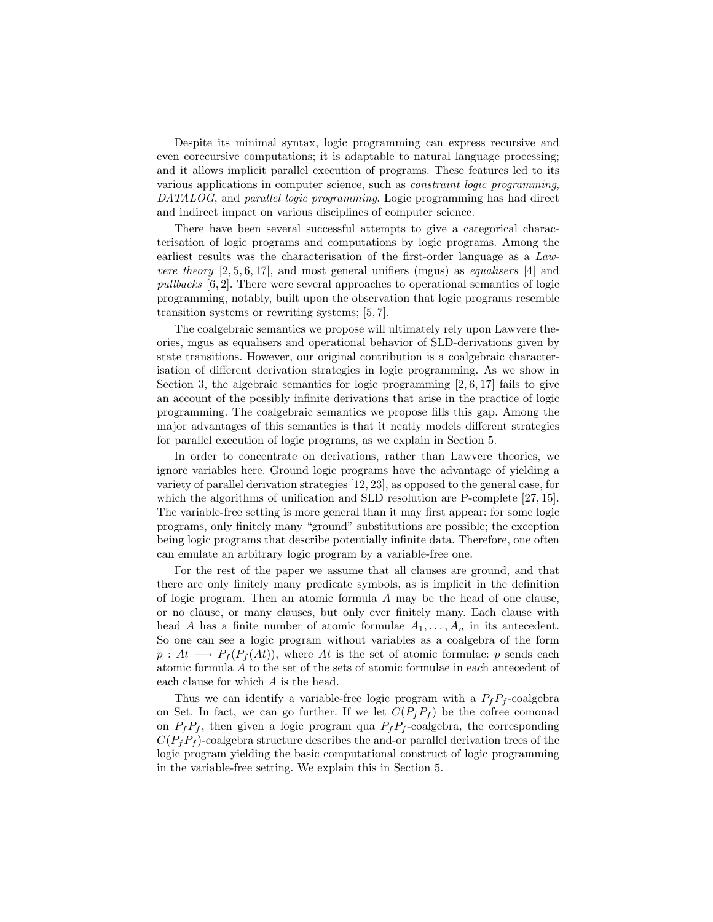Despite its minimal syntax, logic programming can express recursive and even corecursive computations; it is adaptable to natural language processing; and it allows implicit parallel execution of programs. These features led to its various applications in computer science, such as *constraint logic programming*, *DATALOG*, and *parallel logic programming*. Logic programming has had direct and indirect impact on various disciplines of computer science.

There have been several successful attempts to give a categorical characterisation of logic programs and computations by logic programs. Among the earliest results was the characterisation of the first-order language as a *Lawvere theory* [2, 5, 6, 17], and most general unifiers (mgus) as *equalisers* [4] and *pullbacks* [6, 2]. There were several approaches to operational semantics of logic programming, notably, built upon the observation that logic programs resemble transition systems or rewriting systems; [5, 7].

The coalgebraic semantics we propose will ultimately rely upon Lawvere theories, mgus as equalisers and operational behavior of SLD-derivations given by state transitions. However, our original contribution is a coalgebraic characterisation of different derivation strategies in logic programming. As we show in Section 3, the algebraic semantics for logic programming [2, 6, 17] fails to give an account of the possibly infinite derivations that arise in the practice of logic programming. The coalgebraic semantics we propose fills this gap. Among the major advantages of this semantics is that it neatly models different strategies for parallel execution of logic programs, as we explain in Section 5.

In order to concentrate on derivations, rather than Lawvere theories, we ignore variables here. Ground logic programs have the advantage of yielding a variety of parallel derivation strategies [12, 23], as opposed to the general case, for which the algorithms of unification and SLD resolution are P-complete [27, 15]. The variable-free setting is more general than it may first appear: for some logic programs, only finitely many "ground" substitutions are possible; the exception being logic programs that describe potentially infinite data. Therefore, one often can emulate an arbitrary logic program by a variable-free one.

For the rest of the paper we assume that all clauses are ground, and that there are only finitely many predicate symbols, as is implicit in the definition of logic program. Then an atomic formula $A$ may be the head of one clause, or no clause, or many clauses, but only ever finitely many. Each clause with head $A$ has a finite number of atomic formulae $A_1, \ldots, A_n$ in its antecedent. So one can see a logic program without variables as a coalgebra of the form $p : At \longrightarrow P_f(P_f(At))$, where $At$ is the set of atomic formulae: $p$ sends each atomic formula $A$ to the set of the sets of atomic formulae in each antecedent of each clause for which $A$ is the head.

Thus we can identify a variable-free logic program with a $P_f P_f$-coalgebra on Set. In fact, we can go further. If we let $C(P_f P_f)$ be the cofree comonad on $P_f P_f$, then given a logic program qua $P_f P_f$-coalgebra, the corresponding $C(P_f P_f)$-coalgebra structure describes the and-or parallel derivation trees of the logic program yielding the basic computational construct of logic programming in the variable-free setting. We explain this in Section 5.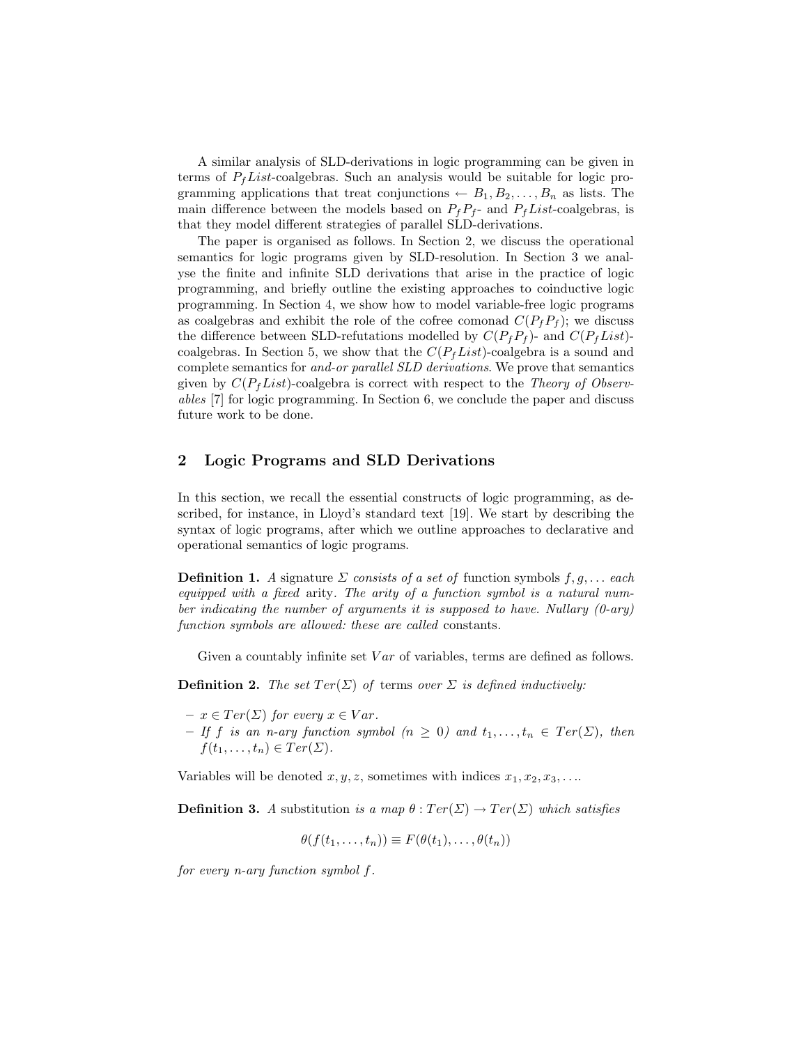A similar analysis of SLD-derivations in logic programming can be given in terms of $P_f List$-coalgebras. Such an analysis would be suitable for logic programming applications that treat conjunctions $\leftarrow B_1, B_2, \ldots, B_n$ as lists. The main difference between the models based on $P_f P_f$- and $P_f List$-coalgebras, is that they model different strategies of parallel SLD-derivations.

The paper is organised as follows. In Section 2, we discuss the operational semantics for logic programs given by SLD-resolution. In Section 3 we analyse the finite and infinite SLD derivations that arise in the practice of logic programming, and briefly outline the existing approaches to coinductive logic programming. In Section 4, we show how to model variable-free logic programs as coalgebras and exhibit the role of the cofree comonad $C(P_f P_f)$; we discuss the difference between SLD-refutations modelled by $C(P_f P_f)$- and $C(P_f List)$-coalgebras. In Section 5, we show that the $C(P_f List)$-coalgebra is a sound and complete semantics for *and-or parallel SLD derivations*. We prove that semantics given by $C(P_f List)$-coalgebra is correct with respect to the *Theory of Observables* [7] for logic programming. In Section 6, we conclude the paper and discuss future work to be done.

## 2 Logic Programs and SLD Derivations

In this section, we recall the essential constructs of logic programming, as described, for instance, in Lloyd's standard text [19]. We start by describing the syntax of logic programs, after which we outline approaches to declarative and operational semantics of logic programs.

**Definition 1.** *A* signature $\Sigma$ *consists of a set of* function symbols $f, g, \ldots$ *each equipped with a fixed* arity*. The arity of a function symbol is a natural number indicating the number of arguments it is supposed to have. Nullary (0-ary) function symbols are allowed: these are called* constants*.*

Given a countably infinite set $Var$ of variables, terms are defined as follows.

**Definition 2.** *The set $Ter(\Sigma)$ of* terms *over $\Sigma$ is defined inductively:*

- $x \in Ter(\Sigma)$ *for every* $x \in Var$*.*
- *If $f$ is an $n$-ary function symbol ($n \geq 0$) and $t_1, \ldots, t_n \in Ter(\Sigma)$, then* $f(t_1, \ldots, t_n) \in Ter(\Sigma)$*.*

Variables will be denoted $x, y, z$, sometimes with indices $x_1, x_2, x_3, \ldots$.

**Definition 3.** *A* substitution *is a map $\theta : Ter(\Sigma) \rightarrow Ter(\Sigma)$ which satisfies*

$$\theta(f(t_1, \ldots, t_n)) \equiv F(\theta(t_1), \ldots, \theta(t_n))$$

*for every $n$-ary function symbol $f$.*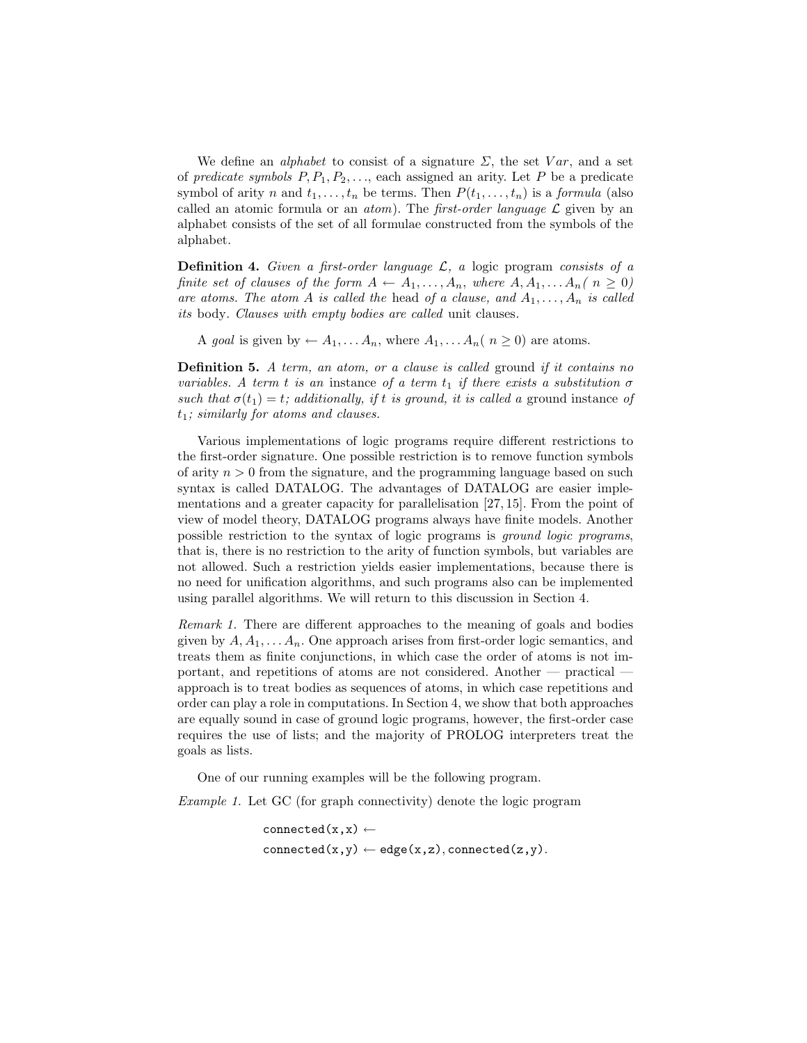We define an *alphabet* to consist of a signature $\Sigma$, the set $Var$, and a set of *predicate symbols* $P, P_1, P_2, \ldots$, each assigned an arity. Let $P$ be a predicate symbol of arity $n$ and $t_1, \ldots, t_n$ be terms. Then $P(t_1, \ldots, t_n)$ is a *formula* (also called an atomic formula or an *atom*). The *first-order language* $\mathcal{L}$ given by an alphabet consists of the set of all formulae constructed from the symbols of the alphabet.

**Definition 4.** *Given a first-order language $\mathcal{L}$, a* logic program *consists of a finite set of clauses of the form $A \leftarrow A_1, \ldots, A_n$, where $A, A_1, \ldots A_n (\, n \geq 0)$ are atoms. The atom $A$ is called the* head *of a clause, and $A_1, \ldots, A_n$ is called its* body*. Clauses with empty bodies are called* unit clauses*.*

A *goal* is given by $\leftarrow A_1, \ldots A_n$, where $A_1, \ldots A_n (\, n \geq 0)$ are atoms.

**Definition 5.** *A term, an atom, or a clause is called* ground *if it contains no variables. A term $t$ is an* instance *of a term $t_1$ if there exists a substitution $\sigma$ such that $\sigma(t_1) = t$; additionally, if $t$ is ground, it is called a* ground instance *of $t_1$; similarly for atoms and clauses.*

Various implementations of logic programs require different restrictions to the first-order signature. One possible restriction is to remove function symbols of arity $n > 0$ from the signature, and the programming language based on such syntax is called DATALOG. The advantages of DATALOG are easier implementations and a greater capacity for parallelisation [27, 15]. From the point of view of model theory, DATALOG programs always have finite models. Another possible restriction to the syntax of logic programs is *ground logic programs*, that is, there is no restriction to the arity of function symbols, but variables are not allowed. Such a restriction yields easier implementations, because there is no need for unification algorithms, and such programs also can be implemented using parallel algorithms. We will return to this discussion in Section 4.

*Remark 1.* There are different approaches to the meaning of goals and bodies given by $A, A_1, \ldots A_n$. One approach arises from first-order logic semantics, and treats them as finite conjunctions, in which case the order of atoms is not important, and repetitions of atoms are not considered. Another — practical — approach is to treat bodies as sequences of atoms, in which case repetitions and order can play a role in computations. In Section 4, we show that both approaches are equally sound in case of ground logic programs, however, the first-order case requires the use of lists; and the majority of PROLOG interpreters treat the goals as lists.

One of our running examples will be the following program.

*Example 1.* Let GC (for graph connectivity) denote the logic program

```
connected(x,x) ←
connected(x,y) ← edge(x,z), connected(z,y).
```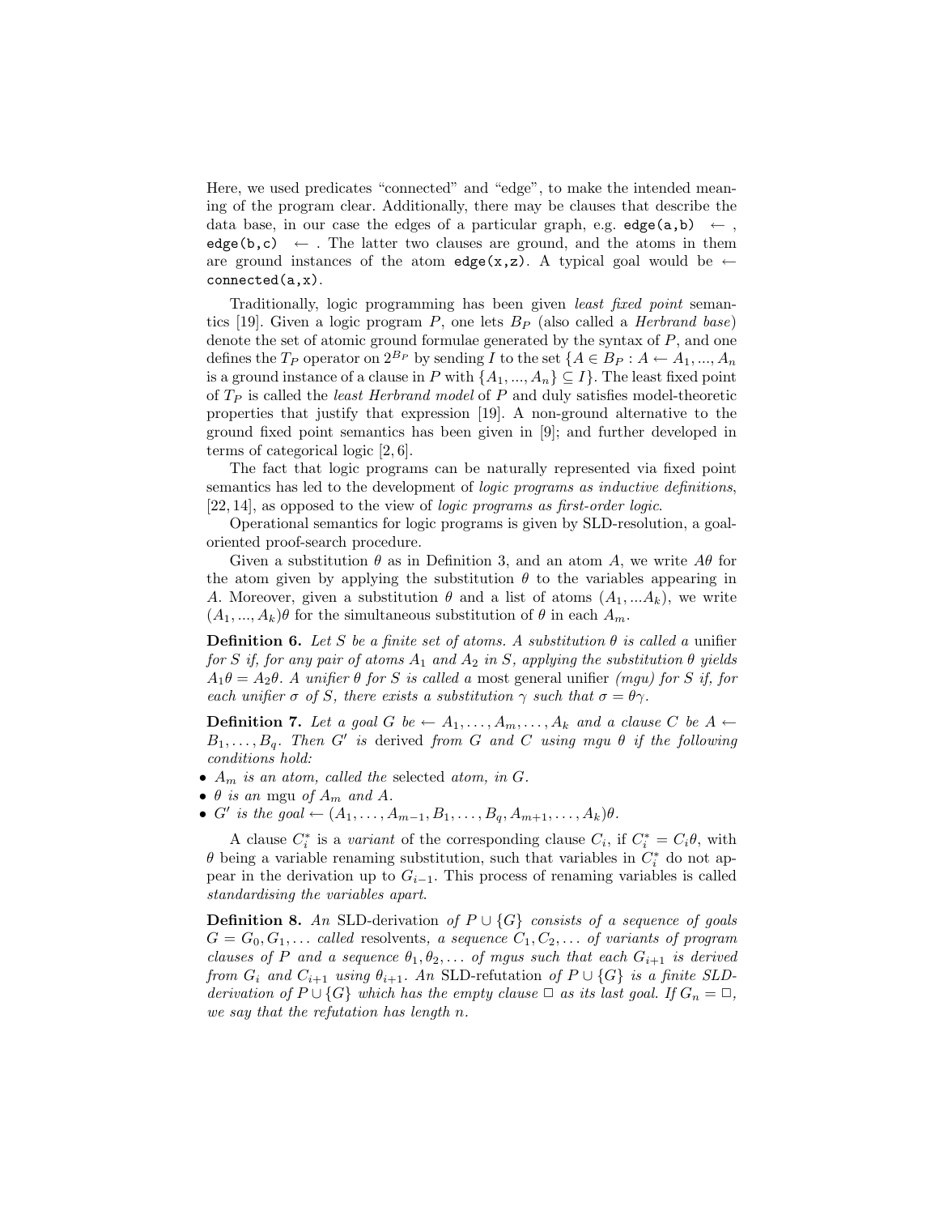Here, we used predicates "connected" and "edge", to make the intended meaning of the program clear. Additionally, there may be clauses that describe the data base, in our case the edges of a particular graph, e.g. `edge(a,b)` $\leftarrow$ , `edge(b,c)` $\leftarrow$ . The latter two clauses are ground, and the atoms in them are ground instances of the atom `edge(x,z)`. A typical goal would be $\leftarrow$ `connected(a,x)`.

Traditionally, logic programming has been given *least fixed point* semantics [19]. Given a logic program $P$, one lets $B_P$ (also called a *Herbrand base*) denote the set of atomic ground formulae generated by the syntax of $P$, and one defines the $T_P$ operator on $2^{B_P}$ by sending $I$ to the set $\{A \in B_P : A \leftarrow A_1, ..., A_n$ is a ground instance of a clause in $P$ with $\{A_1, ..., A_n\} \subseteq I\}$. The least fixed point of $T_P$ is called the *least Herbrand model* of $P$ and duly satisfies model-theoretic properties that justify that expression [19]. A non-ground alternative to the ground fixed point semantics has been given in [9]; and further developed in terms of categorical logic [2, 6].

The fact that logic programs can be naturally represented via fixed point semantics has led to the development of *logic programs as inductive definitions*, [22, 14], as opposed to the view of *logic programs as first-order logic*.

Operational semantics for logic programs is given by SLD-resolution, a goal-oriented proof-search procedure.

Given a substitution $\theta$ as in Definition 3, and an atom $A$, we write $A\theta$ for the atom given by applying the substitution $\theta$ to the variables appearing in $A$. Moreover, given a substitution $\theta$ and a list of atoms $(A_1, ...A_k)$, we write $(A_1, ..., A_k)\theta$ for the simultaneous substitution of $\theta$ in each $A_m$.

**Definition 6.** *Let $S$ be a finite set of atoms. A substitution $\theta$ is called a* unifier *for $S$ if, for any pair of atoms $A_1$ and $A_2$ in $S$, applying the substitution $\theta$ yields $A_1\theta = A_2\theta$. A unifier $\theta$ for $S$ is called a* most general unifier *(mgu) for $S$ if, for each unifier $\sigma$ of $S$, there exists a substitution $\gamma$ such that $\sigma = \theta\gamma$.*

**Definition 7.** *Let a goal $G$ be $\leftarrow A_1, \ldots, A_m, \ldots, A_k$ and a clause $C$ be $A \leftarrow B_1, \ldots, B_q$. Then $G'$ is* derived *from $G$ and $C$ using mgu $\theta$ if the following conditions hold:*

- *$A_m$ is an atom, called the* selected *atom, in $G$.*
- *$\theta$ is an* mgu *of $A_m$ and $A$.*
- *$G'$ is the goal $\leftarrow (A_1, \ldots, A_{m-1}, B_1, \ldots, B_q, A_{m+1}, \ldots, A_k)\theta$.*

A clause $C_i^*$ is a *variant* of the corresponding clause $C_i$, if $C_i^* = C_i\theta$, with $\theta$ being a variable renaming substitution, such that variables in $C_i^*$ do not appear in the derivation up to $G_{i-1}$. This process of renaming variables is called *standardising the variables apart*.

**Definition 8.** *An* SLD-derivation *of $P \cup \{G\}$ consists of a sequence of goals $G = G_0, G_1, \ldots$ called* resolvents*, a sequence $C_1, C_2, \ldots$ of variants of program clauses of $P$ and a sequence $\theta_1, \theta_2, \ldots$ of mgus such that each $G_{i+1}$ is derived from $G_i$ and $C_{i+1}$ using $\theta_{i+1}$. An* SLD-refutation *of $P \cup \{G\}$ is a finite SLD-derivation of $P \cup \{G\}$ which has the empty clause $\Box$ as its last goal. If $G_n = \Box$, we say that the refutation has length $n$.*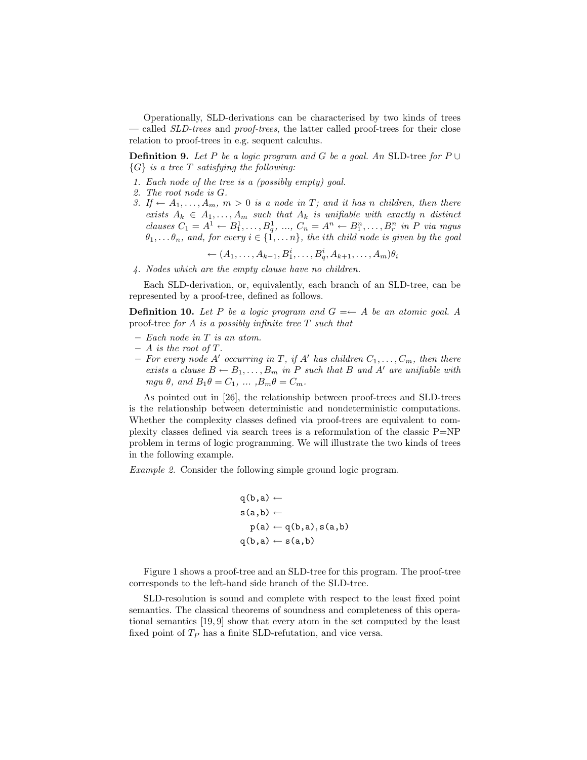Operationally, SLD-derivations can be characterised by two kinds of trees — called *SLD-trees* and *proof-trees*, the latter called proof-trees for their close relation to proof-trees in e.g. sequent calculus.

**Definition 9.** *Let $P$ be a logic program and $G$ be a goal. An* SLD-tree *for $P \cup \{G\}$ is a tree $T$ satisfying the following:*

1. *Each node of the tree is a (possibly empty) goal.*
2. *The root node is $G$.*
3. *If $\leftarrow A_1, \ldots, A_m$, $m > 0$ is a node in $T$; and it has $n$ children, then there exists $A_k \in A_1, \ldots, A_m$ such that $A_k$ is unifiable with exactly $n$ distinct clauses $C_1 = A^1 \leftarrow B^1_1, \ldots, B^1_q$, ..., $C_n = A^n \leftarrow B^n_1, \ldots, B^n_r$ in $P$ via mgus $\theta_1, \ldots \theta_n$, and, for every $i \in \{1, \ldots n\}$, the $i$th child node is given by the goal*

$$\leftarrow (A_1, \ldots, A_{k-1}, B^i_1, \ldots, B^i_q, A_{k+1}, \ldots, A_m)\theta_i$$

4. *Nodes which are the empty clause have no children.*

Each SLD-derivation, or, equivalently, each branch of an SLD-tree, can be represented by a proof-tree, defined as follows.

**Definition 10.** *Let $P$ be a logic program and $G = \leftarrow A$ be an atomic goal. A* proof-tree *for $A$ is a possibly infinite tree $T$ such that*

- *Each node in $T$ is an atom.*
- *$A$ is the root of $T$.*
- *For every node $A'$ occurring in $T$, if $A'$ has children $C_1, \ldots, C_m$, then there exists a clause $B \leftarrow B_1, \ldots, B_m$ in $P$ such that $B$ and $A'$ are unifiable with mgu $\theta$, and $B_1\theta = C_1$, ... ,$B_m\theta = C_m$.*

As pointed out in [26], the relationship between proof-trees and SLD-trees is the relationship between deterministic and nondeterministic computations. Whether the complexity classes defined via proof-trees are equivalent to complexity classes defined via search trees is a reformulation of the classic P=NP problem in terms of logic programming. We will illustrate the two kinds of trees in the following example.

*Example 2.* Consider the following simple ground logic program.

```
q(b,a) ←
s(a,b) ←
  p(a) ← q(b,a), s(a,b)
q(b,a) ← s(a,b)
```

Figure 1 shows a proof-tree and an SLD-tree for this program. The proof-tree corresponds to the left-hand side branch of the SLD-tree.

SLD-resolution is sound and complete with respect to the least fixed point semantics. The classical theorems of soundness and completeness of this operational semantics [19, 9] show that every atom in the set computed by the least fixed point of $T_P$ has a finite SLD-refutation, and vice versa.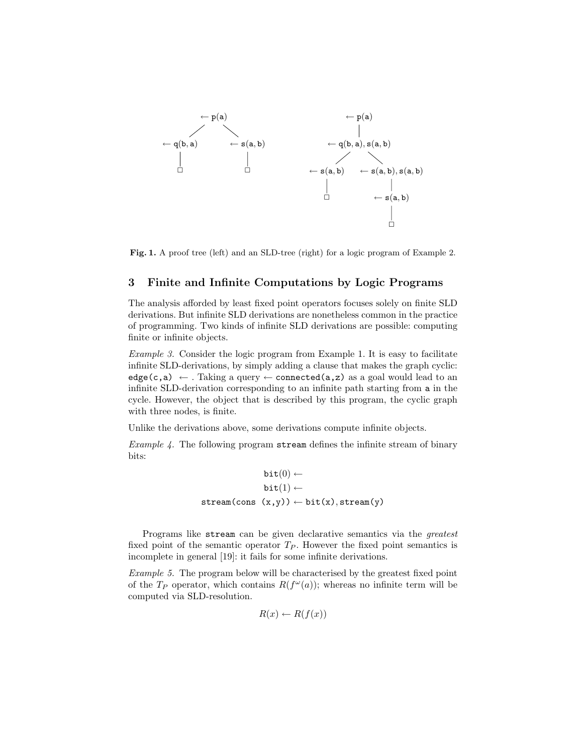```
          ← p(a)                                  ← p(a)
         /      \                                    |
← q(b,a)          ← s(a,b)                  ← q(b,a), s(a,b)
    |                 |                        /              \
    □                 □                ← s(a,b)        ← s(a,b), s(a,b)
                                           |                  |
                                           □              ← s(a,b)
                                                              |
                                                              □
```

**Fig. 1.** A proof tree (left) and an SLD-tree (right) for a logic program of Example 2.

## 3 Finite and Infinite Computations by Logic Programs

The analysis afforded by least fixed point operators focuses solely on finite SLD derivations. But infinite SLD derivations are nonetheless common in the practice of programming. Two kinds of infinite SLD derivations are possible: computing finite or infinite objects.

*Example 3.* Consider the logic program from Example 1. It is easy to facilitate infinite SLD-derivations, by simply adding a clause that makes the graph cyclic: `edge(c,a)` $\leftarrow$ . Taking a query $\leftarrow$ `connected(a,z)` as a goal would lead to an infinite SLD-derivation corresponding to an infinite path starting from `a` in the cycle. However, the object that is described by this program, the cyclic graph with three nodes, is finite.

Unlike the derivations above, some derivations compute infinite objects.

*Example 4.* The following program `stream` defines the infinite stream of binary bits:

$$\texttt{bit}(0) \leftarrow$$
$$\texttt{bit}(1) \leftarrow$$
$$\texttt{stream(cons (x,y))} \leftarrow \texttt{bit(x)}, \texttt{stream(y)}$$

Programs like `stream` can be given declarative semantics via the *greatest* fixed point of the semantic operator $T_P$. However the fixed point semantics is incomplete in general [19]: it fails for some infinite derivations.

*Example 5.* The program below will be characterised by the greatest fixed point of the $T_P$ operator, which contains $R(f^{\omega}(a))$; whereas no infinite term will be computed via SLD-resolution.

$$R(x) \leftarrow R(f(x))$$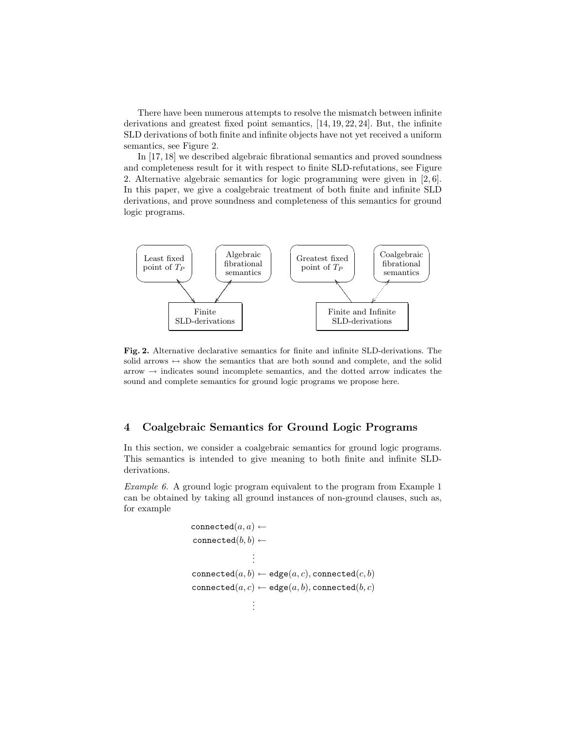There have been numerous attempts to resolve the mismatch between infinite derivations and greatest fixed point semantics, [14, 19, 22, 24]. But, the infinite SLD derivations of both finite and infinite objects have not yet received a uniform semantics, see Figure 2.

In [17, 18] we described algebraic fibrational semantics and proved soundness and completeness result for it with respect to finite SLD-refutations, see Figure 2. Alternative algebraic semantics for logic programming were given in [2, 6]. In this paper, we give a coalgebraic treatment of both finite and infinite SLD derivations, and prove soundness and completeness of this semantics for ground logic programs.

**Fig. 2.** Alternative declarative semantics for finite and infinite SLD-derivations. The solid arrows $\leftrightarrow$ show the semantics that are both sound and complete, and the solid arrow $\rightarrow$ indicates sound incomplete semantics, and the dotted arrow indicates the sound and complete semantics for ground logic programs we propose here.

## 4 Coalgebraic Semantics for Ground Logic Programs

In this section, we consider a coalgebraic semantics for ground logic programs. This semantics is intended to give meaning to both finite and infinite SLD-derivations.

*Example 6.* A ground logic program equivalent to the program from Example 1 can be obtained by taking all ground instances of non-ground clauses, such as, for example

$$
\begin{aligned}
\texttt{connected}(a,a) &\leftarrow \\
\texttt{connected}(b,b) &\leftarrow \\
&\vdots \\
\texttt{connected}(a,b) &\leftarrow \texttt{edge}(a,c), \texttt{connected}(c,b) \\
\texttt{connected}(a,c) &\leftarrow \texttt{edge}(a,b), \texttt{connected}(b,c) \\
&\vdots
\end{aligned}
$$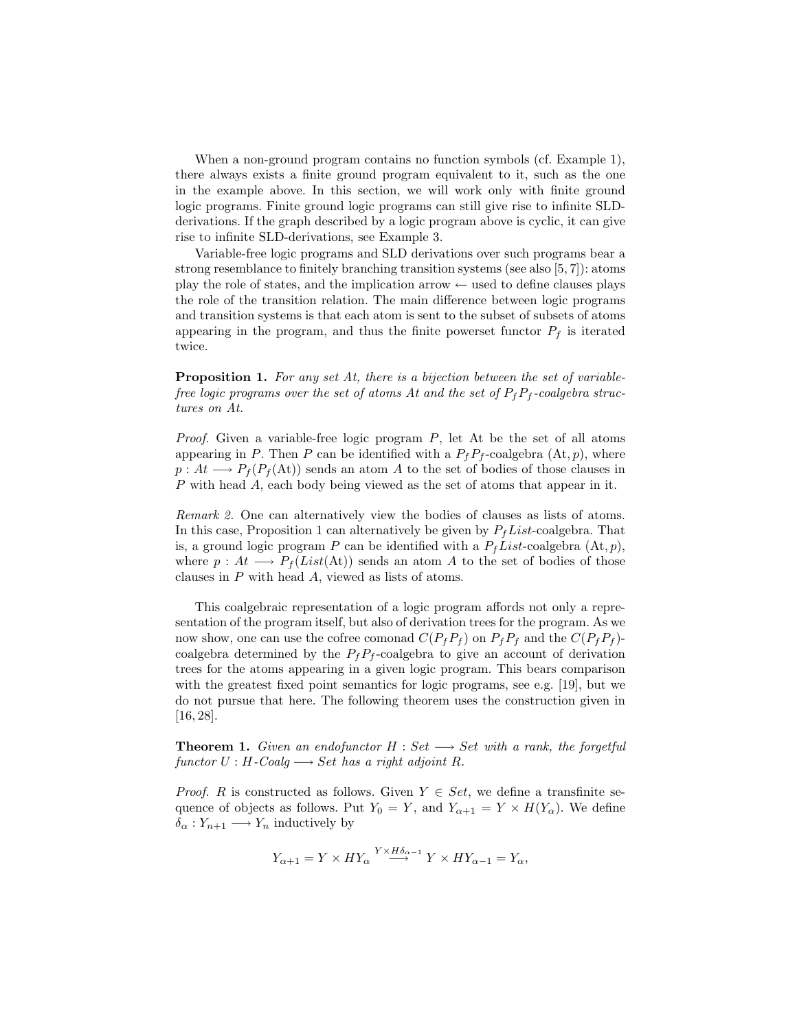When a non-ground program contains no function symbols (cf. Example 1), there always exists a finite ground program equivalent to it, such as the one in the example above. In this section, we will work only with finite ground logic programs. Finite ground logic programs can still give rise to infinite SLD-derivations. If the graph described by a logic program above is cyclic, it can give rise to infinite SLD-derivations, see Example 3.

Variable-free logic programs and SLD derivations over such programs bear a strong resemblance to finitely branching transition systems (see also [5, 7]): atoms play the role of states, and the implication arrow $\leftarrow$ used to define clauses plays the role of the transition relation. The main difference between logic programs and transition systems is that each atom is sent to the subset of subsets of atoms appearing in the program, and thus the finite powerset functor $P_f$ is iterated twice.

**Proposition 1.** *For any set At, there is a bijection between the set of variable-free logic programs over the set of atoms At and the set of $P_f P_f$-coalgebra structures on At.*

*Proof.* Given a variable-free logic program $P$, let At be the set of all atoms appearing in $P$. Then $P$ can be identified with a $P_f P_f$-coalgebra $(\mathrm{At}, p)$, where $p : At \longrightarrow P_f(P_f(\mathrm{At}))$ sends an atom $A$ to the set of bodies of those clauses in $P$ with head $A$, each body being viewed as the set of atoms that appear in it.

*Remark 2.* One can alternatively view the bodies of clauses as lists of atoms. In this case, Proposition 1 can alternatively be given by $P_f List$-coalgebra. That is, a ground logic program $P$ can be identified with a $P_f List$-coalgebra $(\mathrm{At}, p)$, where $p : At \longrightarrow P_f(List(\mathrm{At}))$ sends an atom $A$ to the set of bodies of those clauses in $P$ with head $A$, viewed as lists of atoms.

This coalgebraic representation of a logic program affords not only a representation of the program itself, but also of derivation trees for the program. As we now show, one can use the cofree comonad $C(P_f P_f)$ on $P_f P_f$ and the $C(P_f P_f)$-coalgebra determined by the $P_f P_f$-coalgebra to give an account of derivation trees for the atoms appearing in a given logic program. This bears comparison with the greatest fixed point semantics for logic programs, see e.g. [19], but we do not pursue that here. The following theorem uses the construction given in [16, 28].

**Theorem 1.** *Given an endofunctor $H : Set \longrightarrow Set$ with a rank, the forgetful functor $U : H\text{-}Coalg \longrightarrow Set$ has a right adjoint $R$.*

*Proof.* $R$ is constructed as follows. Given $Y \in Set$, we define a transfinite sequence of objects as follows. Put $Y_0 = Y$, and $Y_{\alpha+1} = Y \times H(Y_\alpha)$. We define $\delta_\alpha : Y_{n+1} \longrightarrow Y_n$ inductively by

$$Y_{\alpha+1} = Y \times HY_\alpha \overset{Y \times H\delta_{\alpha-1}}{\longrightarrow} Y \times HY_{\alpha-1} = Y_\alpha,$$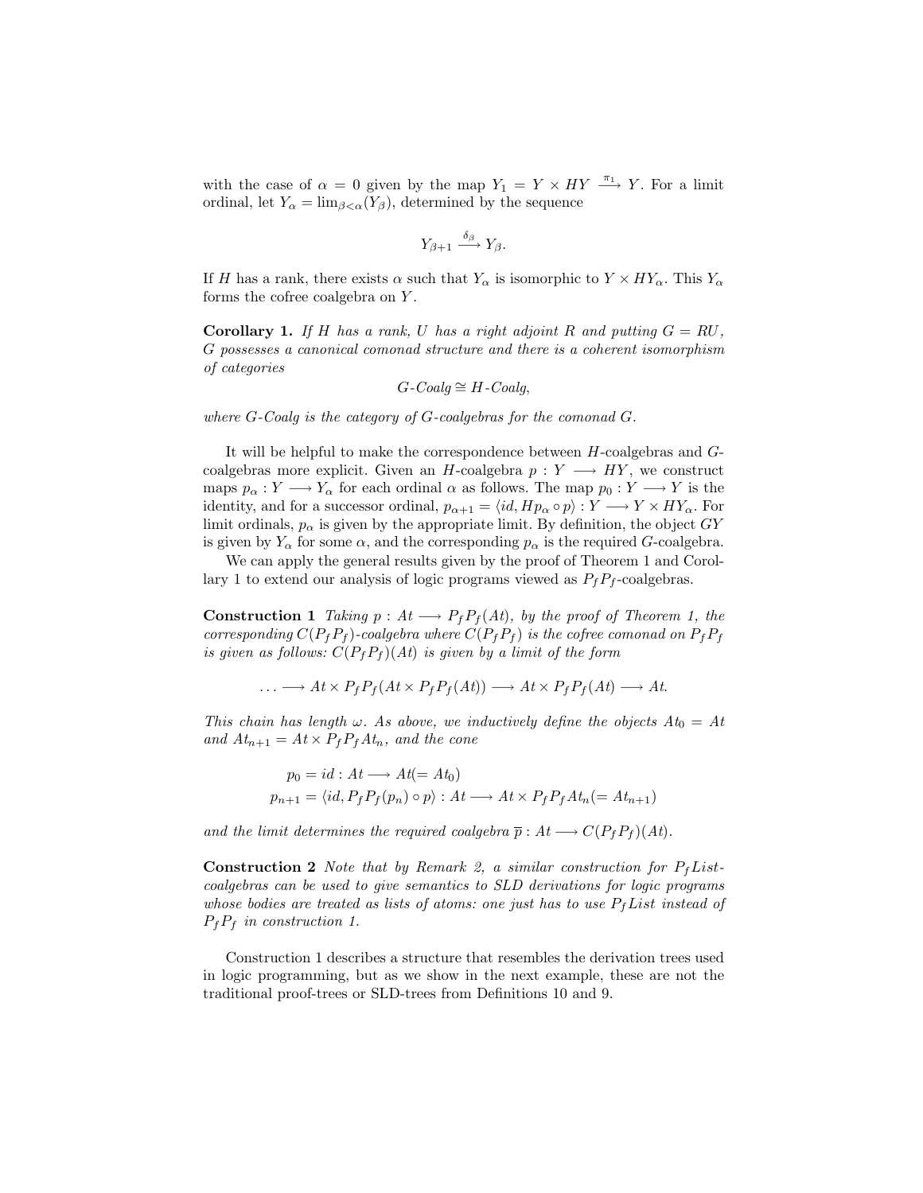with the case of $\alpha = 0$ given by the map $Y_1 = Y \times HY \xrightarrow{\pi_1} Y$. For a limit ordinal, let $Y_\alpha = \lim_{\beta < \alpha}(Y_\beta)$, determined by the sequence

$$Y_{\beta+1} \xrightarrow{\delta_\beta} Y_\beta.$$

If $H$ has a rank, there exists $\alpha$ such that $Y_\alpha$ is isomorphic to $Y \times HY_\alpha$. This $Y_\alpha$ forms the cofree coalgebra on $Y$.

**Corollary 1.** *If $H$ has a rank, $U$ has a right adjoint $R$ and putting $G = RU$, $G$ possesses a canonical comonad structure and there is a coherent isomorphism of categories*

$$G\text{-}Coalg \cong H\text{-}Coalg,$$

*where $G$-Coalg is the category of $G$-coalgebras for the comonad $G$.*

It will be helpful to make the correspondence between $H$-coalgebras and $G$-coalgebras more explicit. Given an $H$-coalgebra $p : Y \longrightarrow HY$, we construct maps $p_\alpha : Y \longrightarrow Y_\alpha$ for each ordinal $\alpha$ as follows. The map $p_0 : Y \longrightarrow Y$ is the identity, and for a successor ordinal, $p_{\alpha+1} = \langle id, Hp_\alpha \circ p \rangle : Y \longrightarrow Y \times HY_\alpha$. For limit ordinals, $p_\alpha$ is given by the appropriate limit. By definition, the object $GY$ is given by $Y_\alpha$ for some $\alpha$, and the corresponding $p_\alpha$ is the required $G$-coalgebra.

We can apply the general results given by the proof of Theorem 1 and Corollary 1 to extend our analysis of logic programs viewed as $P_f P_f$-coalgebras.

**Construction 1** *Taking $p : At \longrightarrow P_f P_f(At)$, by the proof of Theorem 1, the corresponding $C(P_f P_f)$-coalgebra where $C(P_f P_f)$ is the cofree comonad on $P_f P_f$ is given as follows: $C(P_f P_f)(At)$ is given by a limit of the form*

$$\ldots \longrightarrow At \times P_f P_f(At \times P_f P_f(At)) \longrightarrow At \times P_f P_f(At) \longrightarrow At.$$

*This chain has length $\omega$. As above, we inductively define the objects $At_0 = At$ and $At_{n+1} = At \times P_f P_f At_n$, and the cone*

$$p_0 = id : At \longrightarrow At (= At_0)$$
$$p_{n+1} = \langle id, P_f P_f(p_n) \circ p \rangle : At \longrightarrow At \times P_f P_f At_n (= At_{n+1})$$

*and the limit determines the required coalgebra $\overline{p} : At \longrightarrow C(P_f P_f)(At)$.*

**Construction 2** *Note that by Remark 2, a similar construction for $P_f List$-coalgebras can be used to give semantics to SLD derivations for logic programs whose bodies are treated as lists of atoms: one just has to use $P_f List$ instead of $P_f P_f$ in construction 1.*

Construction 1 describes a structure that resembles the derivation trees used in logic programming, but as we show in the next example, these are not the traditional proof-trees or SLD-trees from Definitions 10 and 9.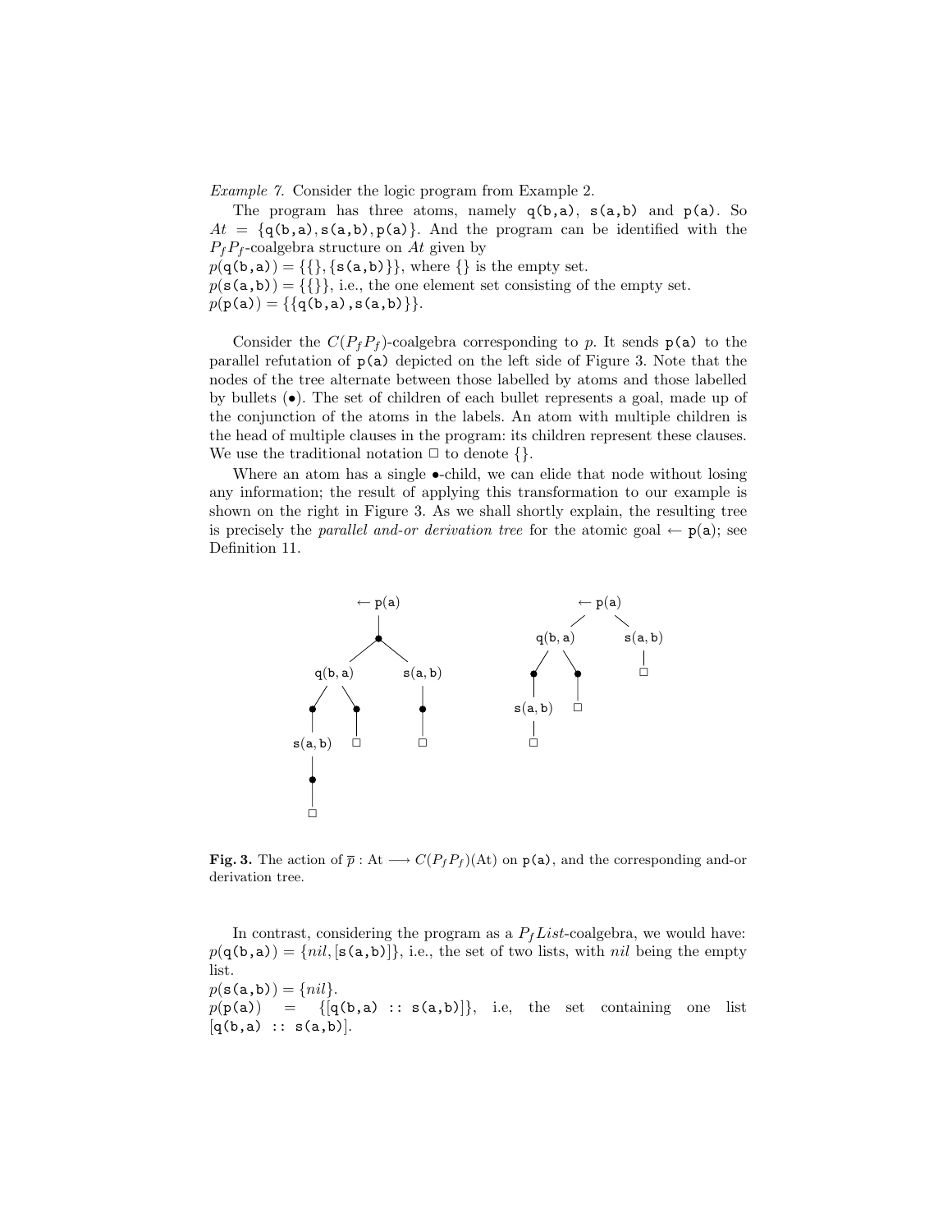*Example 7.* Consider the logic program from Example 2.

The program has three atoms, namely `q(b,a)`, `s(a,b)` and `p(a)`. So $At = \{\texttt{q(b,a)}, \texttt{s(a,b)}, \texttt{p(a)}\}$. And the program can be identified with the $P_f P_f$-coalgebra structure on $At$ given by
$p(\texttt{q(b,a)}) = \{\{\}, \{\texttt{s(a,b)}\}\}$, where $\{\}$ is the empty set.
$p(\texttt{s(a,b)}) = \{\{\}\}$, i.e., the one element set consisting of the empty set.
$p(\texttt{p(a)}) = \{\{\texttt{q(b,a)}, \texttt{s(a,b)}\}\}$.

Consider the $C(P_f P_f)$-coalgebra corresponding to $p$. It sends `p(a)` to the parallel refutation of `p(a)` depicted on the left side of Figure 3. Note that the nodes of the tree alternate between those labelled by atoms and those labelled by bullets ($\bullet$). The set of children of each bullet represents a goal, made up of the conjunction of the atoms in the labels. An atom with multiple children is the head of multiple clauses in the program: its children represent these clauses. We use the traditional notation $\Box$ to denote $\{\}$.

Where an atom has a single $\bullet$-child, we can elide that node without losing any information; the result of applying this transformation to our example is shown on the right in Figure 3. As we shall shortly explain, the resulting tree is precisely the *parallel and-or derivation tree* for the atomic goal $\leftarrow$ `p(a)`; see Definition 11.

**Fig. 3.** The action of $\overline{p} : \mathrm{At} \longrightarrow C(P_f P_f)(\mathrm{At})$ on `p(a)`, and the corresponding and-or derivation tree.

In contrast, considering the program as a $P_f List$-coalgebra, we would have:
$p(\texttt{q(b,a)}) = \{nil, [\texttt{s(a,b)}]\}$, i.e., the set of two lists, with $nil$ being the empty list.
$p(\texttt{s(a,b)}) = \{nil\}$.
$p(\texttt{p(a)}) = \{[\texttt{q(b,a) :: s(a,b)}]\}$, i.e, the set containing one list $[\texttt{q(b,a) :: s(a,b)}]$.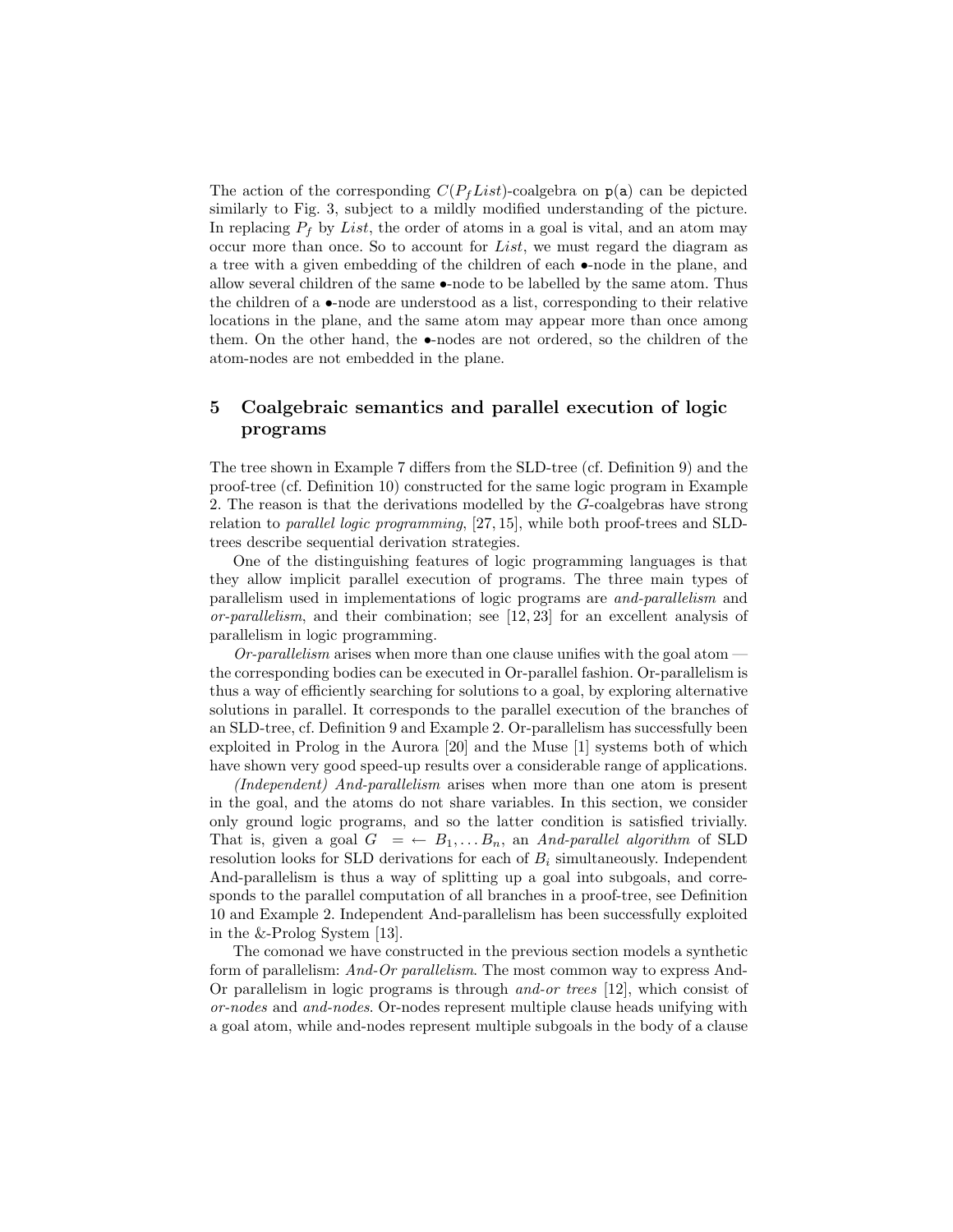The action of the corresponding $C(P_f List)$-coalgebra on p(a) can be depicted similarly to Fig. 3, subject to a mildly modified understanding of the picture. In replacing $P_f$ by $List$, the order of atoms in a goal is vital, and an atom may occur more than once. So to account for $List$, we must regard the diagram as a tree with a given embedding of the children of each $\bullet$-node in the plane, and allow several children of the same $\bullet$-node to be labelled by the same atom. Thus the children of a $\bullet$-node are understood as a list, corresponding to their relative locations in the plane, and the same atom may appear more than once among them. On the other hand, the $\bullet$-nodes are not ordered, so the children of the atom-nodes are not embedded in the plane.

## 5 Coalgebraic semantics and parallel execution of logic programs

The tree shown in Example 7 differs from the SLD-tree (cf. Definition 9) and the proof-tree (cf. Definition 10) constructed for the same logic program in Example 2. The reason is that the derivations modelled by the $G$-coalgebras have strong relation to *parallel logic programming*, [27, 15], while both proof-trees and SLD-trees describe sequential derivation strategies.

One of the distinguishing features of logic programming languages is that they allow implicit parallel execution of programs. The three main types of parallelism used in implementations of logic programs are *and-parallelism* and *or-parallelism*, and their combination; see [12, 23] for an excellent analysis of parallelism in logic programming.

*Or-parallelism* arises when more than one clause unifies with the goal atom — the corresponding bodies can be executed in Or-parallel fashion. Or-parallelism is thus a way of efficiently searching for solutions to a goal, by exploring alternative solutions in parallel. It corresponds to the parallel execution of the branches of an SLD-tree, cf. Definition 9 and Example 2. Or-parallelism has successfully been exploited in Prolog in the Aurora [20] and the Muse [1] systems both of which have shown very good speed-up results over a considerable range of applications.

*(Independent) And-parallelism* arises when more than one atom is present in the goal, and the atoms do not share variables. In this section, we consider only ground logic programs, and so the latter condition is satisfied trivially. That is, given a goal $G = \leftarrow B_1, \ldots B_n$, an *And-parallel algorithm* of SLD resolution looks for SLD derivations for each of $B_i$ simultaneously. Independent And-parallelism is thus a way of splitting up a goal into subgoals, and corresponds to the parallel computation of all branches in a proof-tree, see Definition 10 and Example 2. Independent And-parallelism has been successfully exploited in the &-Prolog System [13].

The comonad we have constructed in the previous section models a synthetic form of parallelism: *And-Or parallelism*. The most common way to express And-Or parallelism in logic programs is through *and-or trees* [12], which consist of *or-nodes* and *and-nodes*. Or-nodes represent multiple clause heads unifying with a goal atom, while and-nodes represent multiple subgoals in the body of a clause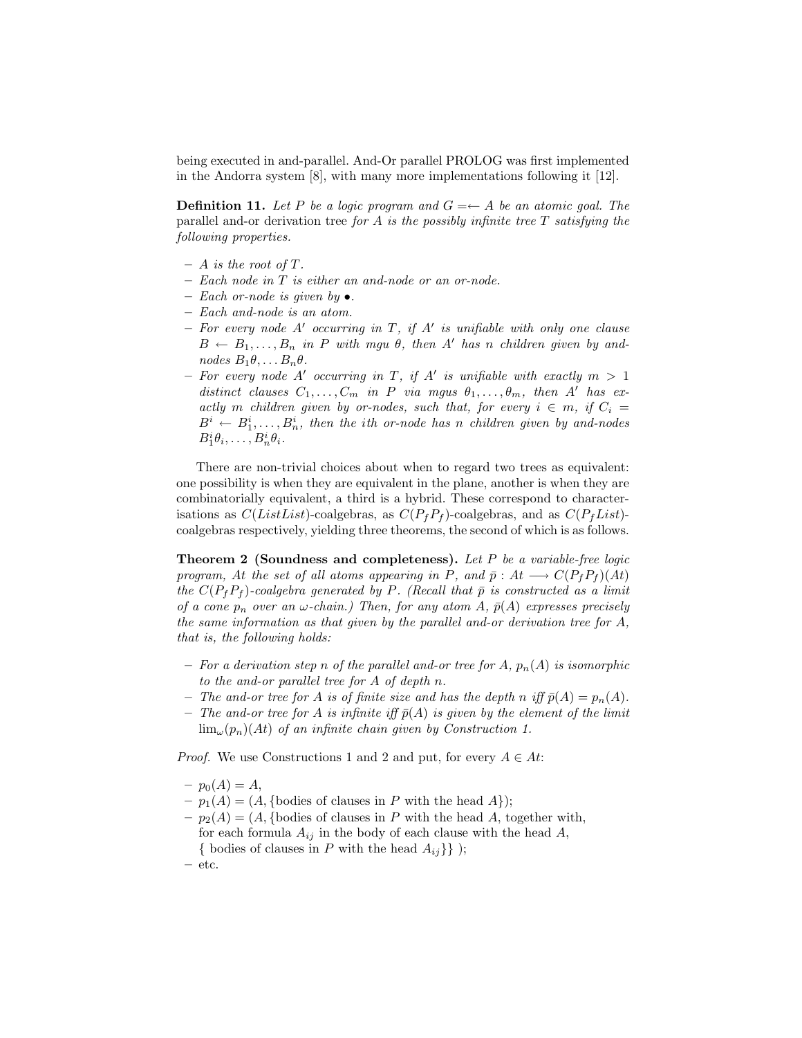being executed in and-parallel. And-Or parallel PROLOG was first implemented in the Andorra system [8], with many more implementations following it [12].

**Definition 11.** *Let $P$ be a logic program and $G = \leftarrow A$ be an atomic goal. The* parallel and-or derivation tree *for $A$ is the possibly infinite tree $T$ satisfying the following properties.*

- *$A$ is the root of $T$.*
- *Each node in $T$ is either an and-node or an or-node.*
- *Each or-node is given by $\bullet$.*
- *Each and-node is an atom.*
- *For every node $A'$ occurring in $T$, if $A'$ is unifiable with only one clause $B \leftarrow B_1, \ldots, B_n$ in $P$ with mgu $\theta$, then $A'$ has $n$ children given by and-nodes $B_1\theta, \ldots B_n\theta$.*
- *For every node $A'$ occurring in $T$, if $A'$ is unifiable with exactly $m > 1$ distinct clauses $C_1, \ldots, C_m$ in $P$ via mgus $\theta_1, \ldots, \theta_m$, then $A'$ has exactly $m$ children given by or-nodes, such that, for every $i \in m$, if $C_i = B^i \leftarrow B_1^i, \ldots, B_n^i$, then the $i$th or-node has $n$ children given by and-nodes $B_1^i\theta_i, \ldots, B_n^i\theta_i$.*

There are non-trivial choices about when to regard two trees as equivalent: one possibility is when they are equivalent in the plane, another is when they are combinatorially equivalent, a third is a hybrid. These correspond to characterisations as $C(ListList)$-coalgebras, as $C(P_fP_f)$-coalgebras, and as $C(P_fList)$-coalgebras respectively, yielding three theorems, the second of which is as follows.

**Theorem 2 (Soundness and completeness).** *Let $P$ be a variable-free logic program, $At$ the set of all atoms appearing in $P$, and $\bar{p} : At \longrightarrow C(P_fP_f)(At)$ the $C(P_fP_f)$-coalgebra generated by $P$. (Recall that $\bar{p}$ is constructed as a limit of a cone $p_n$ over an $\omega$-chain.) Then, for any atom $A$, $\bar{p}(A)$ expresses precisely the same information as that given by the parallel and-or derivation tree for $A$, that is, the following holds:*

- *For a derivation step $n$ of the parallel and-or tree for $A$, $p_n(A)$ is isomorphic to the and-or parallel tree for $A$ of depth $n$.*
- *The and-or tree for $A$ is of finite size and has the depth $n$ iff $\bar{p}(A) = p_n(A)$.*
- *The and-or tree for $A$ is infinite iff $\bar{p}(A)$ is given by the element of the limit $\lim_\omega(p_n)(At)$ of an infinite chain given by Construction 1.*

*Proof.* We use Constructions 1 and 2 and put, for every $A \in At$:

- $p_0(A) = A$,
- $p_1(A) = (A, \{$bodies of clauses in $P$ with the head $A\})$;
- $p_2(A) = (A, \{$bodies of clauses in $P$ with the head $A$, together with, for each formula $A_{ij}$ in the body of each clause with the head $A$, $\{$ bodies of clauses in $P$ with the head $A_{ij}\}\}$ );
- etc.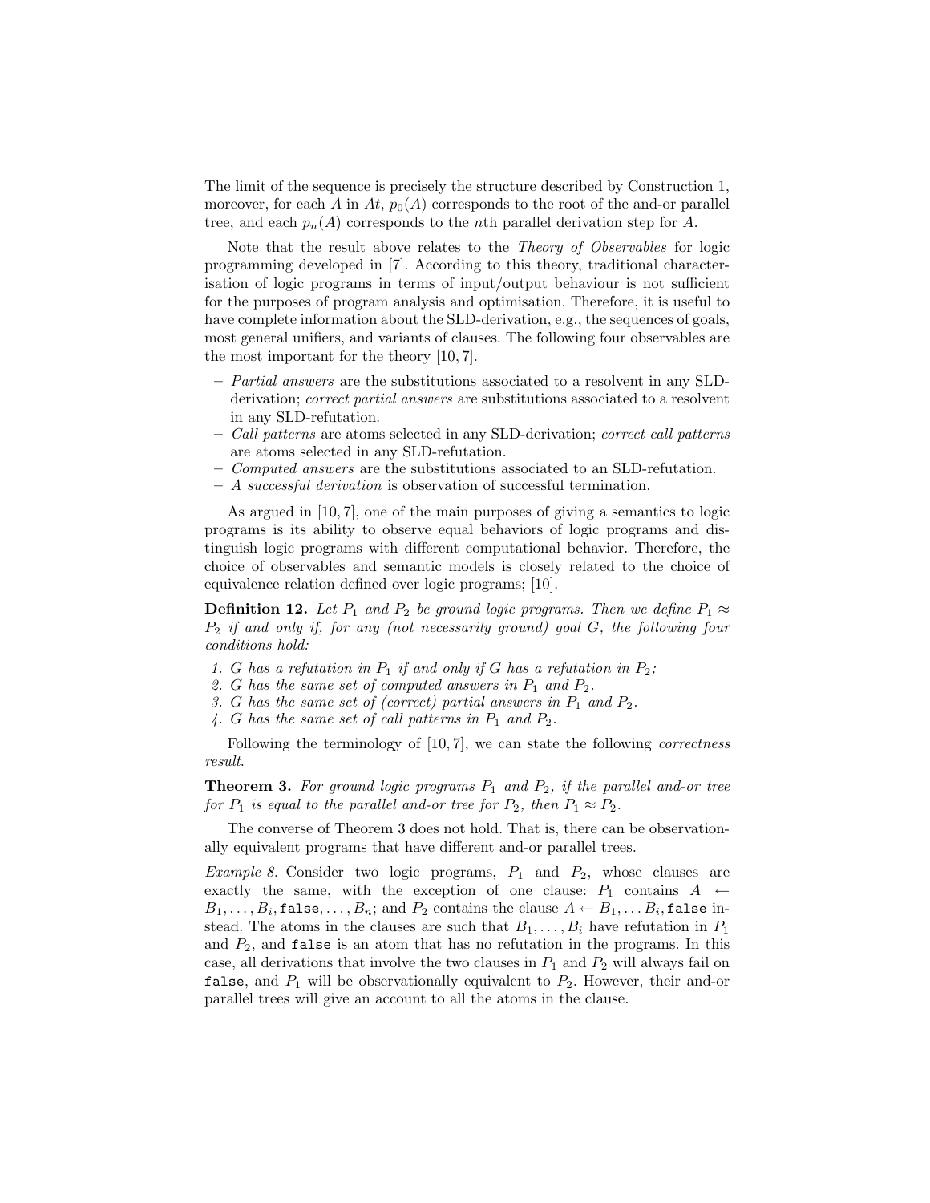The limit of the sequence is precisely the structure described by Construction 1, moreover, for each $A$ in $At$, $p_0(A)$ corresponds to the root of the and-or parallel tree, and each $p_n(A)$ corresponds to the $n$th parallel derivation step for $A$.

Note that the result above relates to the *Theory of Observables* for logic programming developed in [7]. According to this theory, traditional characterisation of logic programs in terms of input/output behaviour is not sufficient for the purposes of program analysis and optimisation. Therefore, it is useful to have complete information about the SLD-derivation, e.g., the sequences of goals, most general unifiers, and variants of clauses. The following four observables are the most important for the theory [10, 7].

- *Partial answers* are the substitutions associated to a resolvent in any SLD-derivation; *correct partial answers* are substitutions associated to a resolvent in any SLD-refutation.
- *Call patterns* are atoms selected in any SLD-derivation; *correct call patterns* are atoms selected in any SLD-refutation.
- *Computed answers* are the substitutions associated to an SLD-refutation.
- *A successful derivation* is observation of successful termination.

As argued in [10, 7], one of the main purposes of giving a semantics to logic programs is its ability to observe equal behaviors of logic programs and distinguish logic programs with different computational behavior. Therefore, the choice of observables and semantic models is closely related to the choice of equivalence relation defined over logic programs; [10].

**Definition 12.** *Let $P_1$ and $P_2$ be ground logic programs. Then we define $P_1 \approx P_2$ if and only if, for any (not necessarily ground) goal $G$, the following four conditions hold:*

1. *$G$ has a refutation in $P_1$ if and only if $G$ has a refutation in $P_2$;*
2. *$G$ has the same set of computed answers in $P_1$ and $P_2$.*
3. *$G$ has the same set of (correct) partial answers in $P_1$ and $P_2$.*
4. *$G$ has the same set of call patterns in $P_1$ and $P_2$.*

Following the terminology of [10, 7], we can state the following *correctness result*.

**Theorem 3.** *For ground logic programs $P_1$ and $P_2$, if the parallel and-or tree for $P_1$ is equal to the parallel and-or tree for $P_2$, then $P_1 \approx P_2$.*

The converse of Theorem 3 does not hold. That is, there can be observationally equivalent programs that have different and-or parallel trees.

*Example 8.* Consider two logic programs, $P_1$ and $P_2$, whose clauses are exactly the same, with the exception of one clause: $P_1$ contains $A \leftarrow B_1, \ldots, B_i, \texttt{false}, \ldots, B_n$; and $P_2$ contains the clause $A \leftarrow B_1, \ldots B_i, \texttt{false}$ instead. The atoms in the clauses are such that $B_1, \ldots, B_i$ have refutation in $P_1$ and $P_2$, and `false` is an atom that has no refutation in the programs. In this case, all derivations that involve the two clauses in $P_1$ and $P_2$ will always fail on `false`, and $P_1$ will be observationally equivalent to $P_2$. However, their and-or parallel trees will give an account to all the atoms in the clause.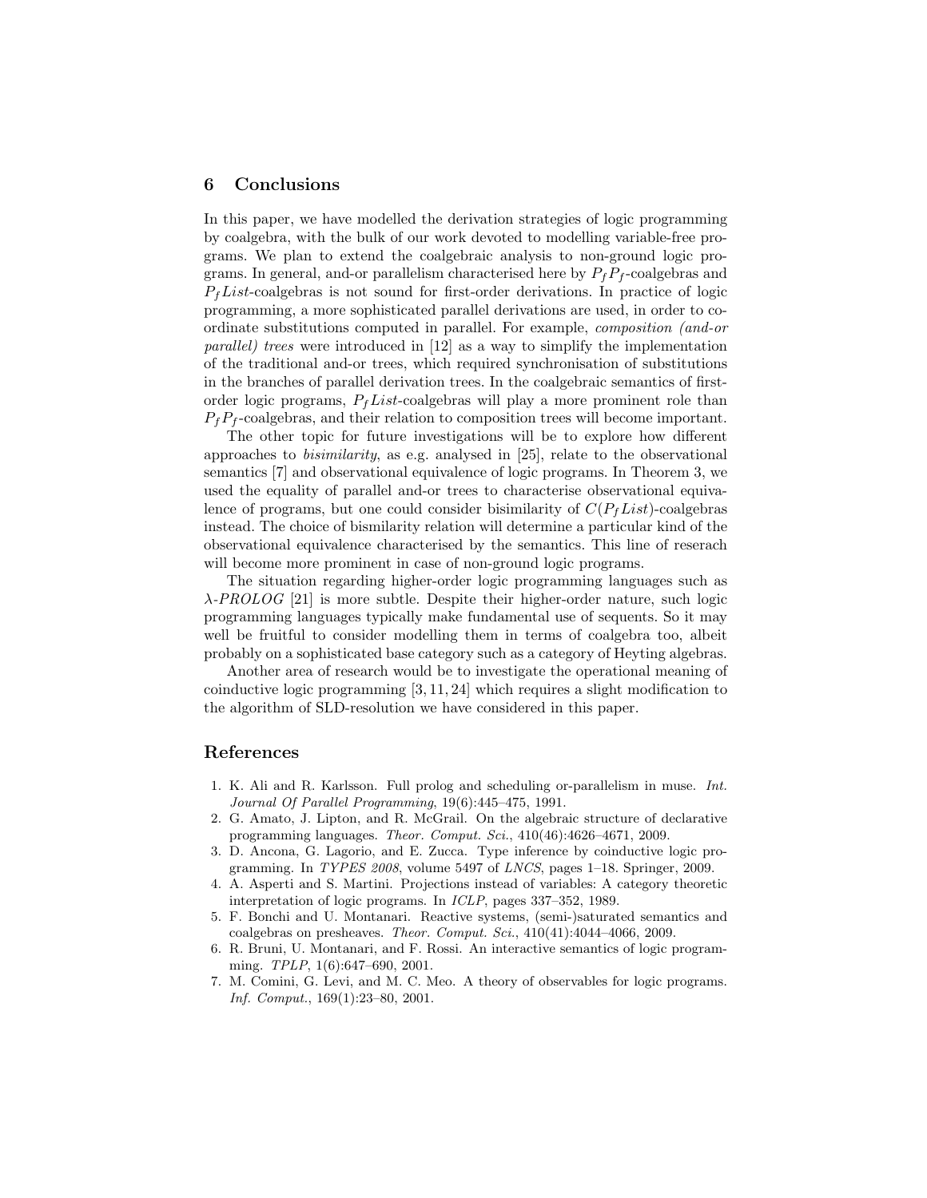## 6 Conclusions

In this paper, we have modelled the derivation strategies of logic programming by coalgebra, with the bulk of our work devoted to modelling variable-free programs. We plan to extend the coalgebraic analysis to non-ground logic programs. In general, and-or parallelism characterised here by $P_f P_f$-coalgebras and $P_f List$-coalgebras is not sound for first-order derivations. In practice of logic programming, a more sophisticated parallel derivations are used, in order to coordinate substitutions computed in parallel. For example, *composition (and-or parallel) trees* were introduced in [12] as a way to simplify the implementation of the traditional and-or trees, which required synchronisation of substitutions in the branches of parallel derivation trees. In the coalgebraic semantics of first-order logic programs, $P_f List$-coalgebras will play a more prominent role than $P_f P_f$-coalgebras, and their relation to composition trees will become important.

The other topic for future investigations will be to explore how different approaches to *bisimilarity*, as e.g. analysed in [25], relate to the observational semantics [7] and observational equivalence of logic programs. In Theorem 3, we used the equality of parallel and-or trees to characterise observational equivalence of programs, but one could consider bisimilarity of $C(P_f List)$-coalgebras instead. The choice of bismilarity relation will determine a particular kind of the observational equivalence characterised by the semantics. This line of reserach will become more prominent in case of non-ground logic programs.

The situation regarding higher-order logic programming languages such as *λ-PROLOG* [21] is more subtle. Despite their higher-order nature, such logic programming languages typically make fundamental use of sequents. So it may well be fruitful to consider modelling them in terms of coalgebra too, albeit probably on a sophisticated base category such as a category of Heyting algebras.

Another area of research would be to investigate the operational meaning of coinductive logic programming [3, 11, 24] which requires a slight modification to the algorithm of SLD-resolution we have considered in this paper.

## References

1. K. Ali and R. Karlsson. Full prolog and scheduling or-parallelism in muse. *Int. Journal Of Parallel Programming*, 19(6):445–475, 1991.
2. G. Amato, J. Lipton, and R. McGrail. On the algebraic structure of declarative programming languages. *Theor. Comput. Sci.*, 410(46):4626–4671, 2009.
3. D. Ancona, G. Lagorio, and E. Zucca. Type inference by coinductive logic programming. In *TYPES 2008*, volume 5497 of *LNCS*, pages 1–18. Springer, 2009.
4. A. Asperti and S. Martini. Projections instead of variables: A category theoretic interpretation of logic programs. In *ICLP*, pages 337–352, 1989.
5. F. Bonchi and U. Montanari. Reactive systems, (semi-)saturated semantics and coalgebras on presheaves. *Theor. Comput. Sci.*, 410(41):4044–4066, 2009.
6. R. Bruni, U. Montanari, and F. Rossi. An interactive semantics of logic programming. *TPLP*, 1(6):647–690, 2001.
7. M. Comini, G. Levi, and M. C. Meo. A theory of observables for logic programs. *Inf. Comput.*, 169(1):23–80, 2001.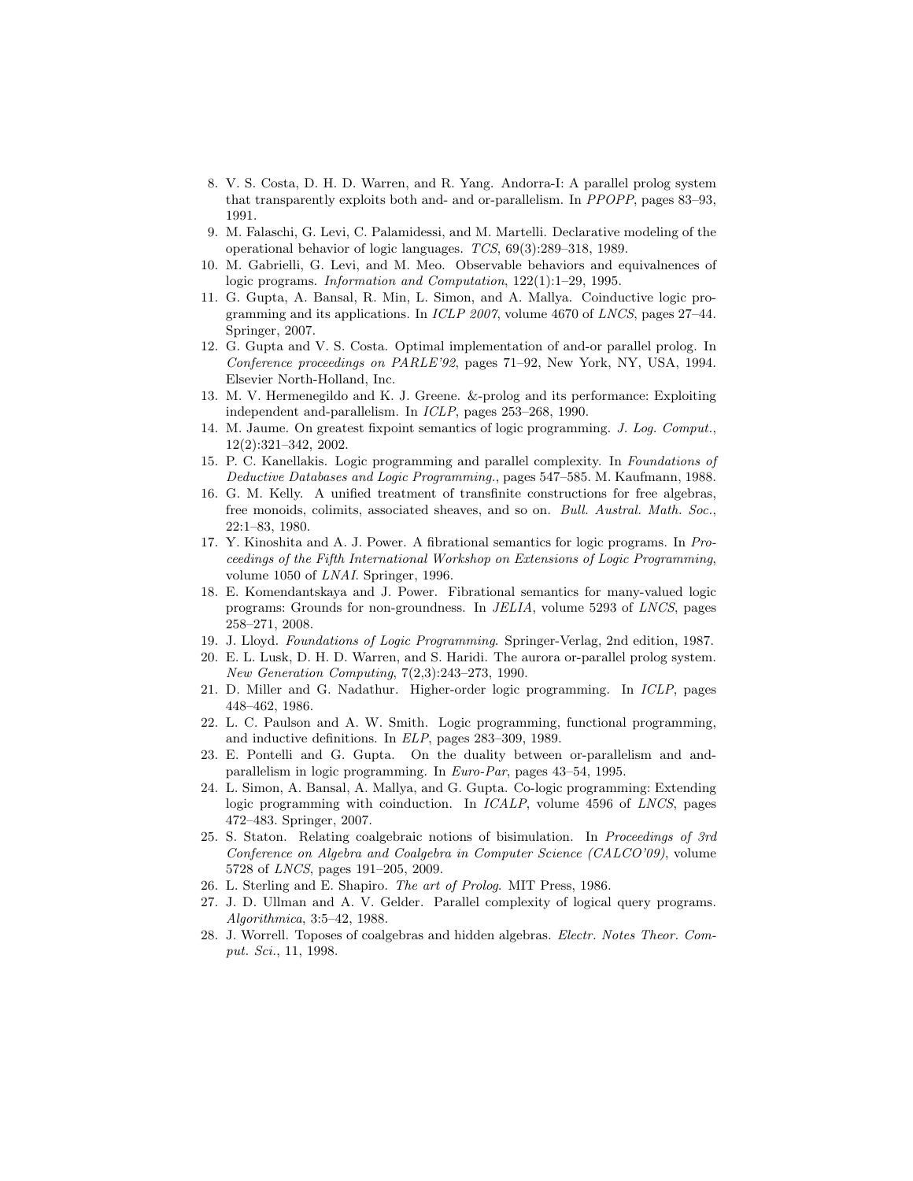8. V. S. Costa, D. H. D. Warren, and R. Yang. Andorra-I: A parallel prolog system that transparently exploits both and- and or-parallelism. In *PPOPP*, pages 83–93, 1991.
9. M. Falaschi, G. Levi, C. Palamidessi, and M. Martelli. Declarative modeling of the operational behavior of logic languages. *TCS*, 69(3):289–318, 1989.
10. M. Gabrielli, G. Levi, and M. Meo. Observable behaviors and equivalnences of logic programs. *Information and Computation*, 122(1):1–29, 1995.
11. G. Gupta, A. Bansal, R. Min, L. Simon, and A. Mallya. Coinductive logic programming and its applications. In *ICLP 2007*, volume 4670 of *LNCS*, pages 27–44. Springer, 2007.
12. G. Gupta and V. S. Costa. Optimal implementation of and-or parallel prolog. In *Conference proceedings on PARLE'92*, pages 71–92, New York, NY, USA, 1994. Elsevier North-Holland, Inc.
13. M. V. Hermenegildo and K. J. Greene. &-prolog and its performance: Exploiting independent and-parallelism. In *ICLP*, pages 253–268, 1990.
14. M. Jaume. On greatest fixpoint semantics of logic programming. *J. Log. Comput.*, 12(2):321–342, 2002.
15. P. C. Kanellakis. Logic programming and parallel complexity. In *Foundations of Deductive Databases and Logic Programming.*, pages 547–585. M. Kaufmann, 1988.
16. G. M. Kelly. A unified treatment of transfinite constructions for free algebras, free monoids, colimits, associated sheaves, and so on. *Bull. Austral. Math. Soc.*, 22:1–83, 1980.
17. Y. Kinoshita and A. J. Power. A fibrational semantics for logic programs. In *Proceedings of the Fifth International Workshop on Extensions of Logic Programming*, volume 1050 of *LNAI*. Springer, 1996.
18. E. Komendantskaya and J. Power. Fibrational semantics for many-valued logic programs: Grounds for non-groundness. In *JELIA*, volume 5293 of *LNCS*, pages 258–271, 2008.
19. J. Lloyd. *Foundations of Logic Programming*. Springer-Verlag, 2nd edition, 1987.
20. E. L. Lusk, D. H. D. Warren, and S. Haridi. The aurora or-parallel prolog system. *New Generation Computing*, 7(2,3):243–273, 1990.
21. D. Miller and G. Nadathur. Higher-order logic programming. In *ICLP*, pages 448–462, 1986.
22. L. C. Paulson and A. W. Smith. Logic programming, functional programming, and inductive definitions. In *ELP*, pages 283–309, 1989.
23. E. Pontelli and G. Gupta. On the duality between or-parallelism and and-parallelism in logic programming. In *Euro-Par*, pages 43–54, 1995.
24. L. Simon, A. Bansal, A. Mallya, and G. Gupta. Co-logic programming: Extending logic programming with coinduction. In *ICALP*, volume 4596 of *LNCS*, pages 472–483. Springer, 2007.
25. S. Staton. Relating coalgebraic notions of bisimulation. In *Proceedings of 3rd Conference on Algebra and Coalgebra in Computer Science (CALCO'09)*, volume 5728 of *LNCS*, pages 191–205, 2009.
26. L. Sterling and E. Shapiro. *The art of Prolog*. MIT Press, 1986.
27. J. D. Ullman and A. V. Gelder. Parallel complexity of logical query programs. *Algorithmica*, 3:5–42, 1988.
28. J. Worrell. Toposes of coalgebras and hidden algebras. *Electr. Notes Theor. Comput. Sci.*, 11, 1998.